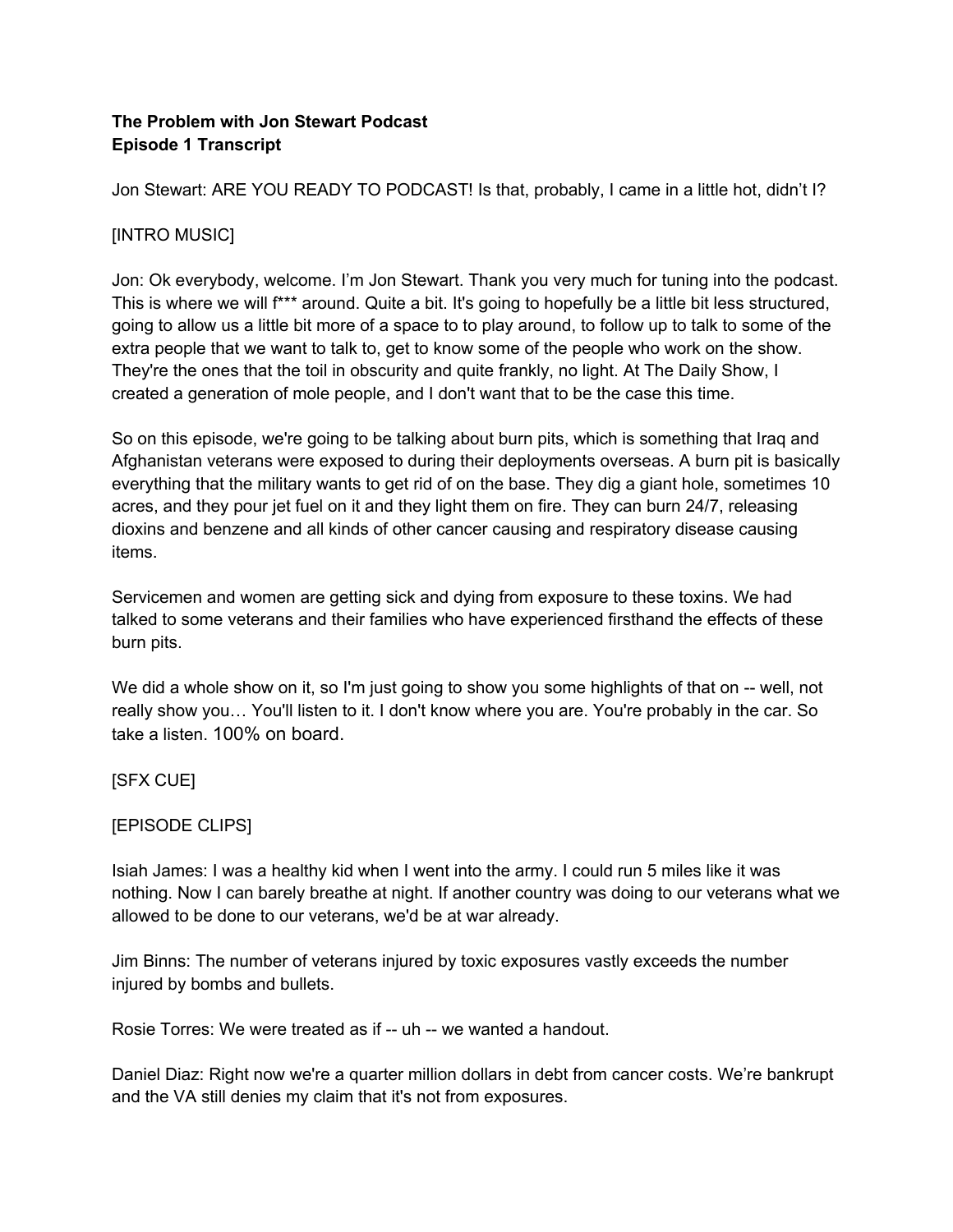**The Problem with Jon Stewart Podcast**
**Episode 1 Transcript**

Jon Stewart: ARE YOU READY TO PODCAST! Is that, probably, I came in a little hot, didn't I?

[INTRO MUSIC]

Jon: Ok everybody, welcome. I'm Jon Stewart. Thank you very much for tuning into the podcast. This is where we will f*** around. Quite a bit. It's going to hopefully be a little bit less structured, going to allow us a little bit more of a space to to play around, to follow up to talk to some of the extra people that we want to talk to, get to know some of the people who work on the show. They're the ones that the toil in obscurity and quite frankly, no light. At The Daily Show, I created a generation of mole people, and I don't want that to be the case this time.

So on this episode, we're going to be talking about burn pits, which is something that Iraq and Afghanistan veterans were exposed to during their deployments overseas. A burn pit is basically everything that the military wants to get rid of on the base. They dig a giant hole, sometimes 10 acres, and they pour jet fuel on it and they light them on fire. They can burn 24/7, releasing dioxins and benzene and all kinds of other cancer causing and respiratory disease causing items.

Servicemen and women are getting sick and dying from exposure to these toxins. We had talked to some veterans and their families who have experienced firsthand the effects of these burn pits.

We did a whole show on it, so I'm just going to show you some highlights of that on -- well, not really show you… You'll listen to it. I don't know where you are. You're probably in the car. So take a listen. 100% on board.

[SFX CUE]

[EPISODE CLIPS]

Isiah James: I was a healthy kid when I went into the army. I could run 5 miles like it was nothing. Now I can barely breathe at night. If another country was doing to our veterans what we allowed to be done to our veterans, we'd be at war already.

Jim Binns: The number of veterans injured by toxic exposures vastly exceeds the number injured by bombs and bullets.

Rosie Torres: We were treated as if -- uh -- we wanted a handout.

Daniel Diaz: Right now we're a quarter million dollars in debt from cancer costs. We're bankrupt and the VA still denies my claim that it's not from exposures.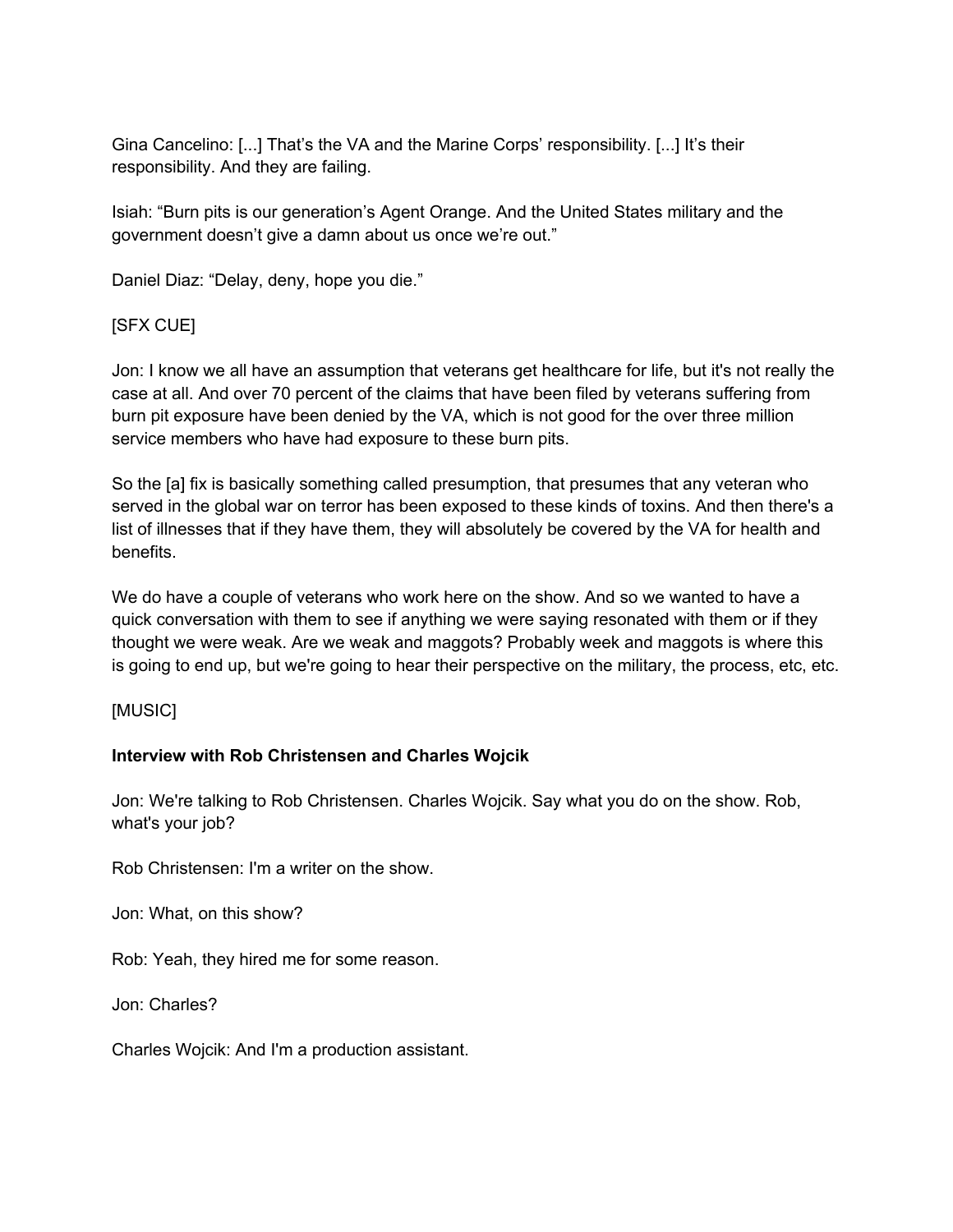Gina Cancelino: [...] That's the VA and the Marine Corps' responsibility. [...] It's their responsibility. And they are failing.

Isiah: "Burn pits is our generation's Agent Orange. And the United States military and the government doesn't give a damn about us once we're out."

Daniel Diaz: "Delay, deny, hope you die."

[SFX CUE]

Jon: I know we all have an assumption that veterans get healthcare for life, but it's not really the case at all. And over 70 percent of the claims that have been filed by veterans suffering from burn pit exposure have been denied by the VA, which is not good for the over three million service members who have had exposure to these burn pits.

So the [a] fix is basically something called presumption, that presumes that any veteran who served in the global war on terror has been exposed to these kinds of toxins. And then there's a list of illnesses that if they have them, they will absolutely be covered by the VA for health and benefits.

We do have a couple of veterans who work here on the show. And so we wanted to have a quick conversation with them to see if anything we were saying resonated with them or if they thought we were weak. Are we weak and maggots? Probably week and maggots is where this is going to end up, but we're going to hear their perspective on the military, the process, etc, etc.

[MUSIC]

**Interview with Rob Christensen and Charles Wojcik**

Jon: We're talking to Rob Christensen. Charles Wojcik. Say what you do on the show. Rob, what's your job?

Rob Christensen: I'm a writer on the show.

Jon: What, on this show?

Rob: Yeah, they hired me for some reason.

Jon: Charles?

Charles Wojcik: And I'm a production assistant.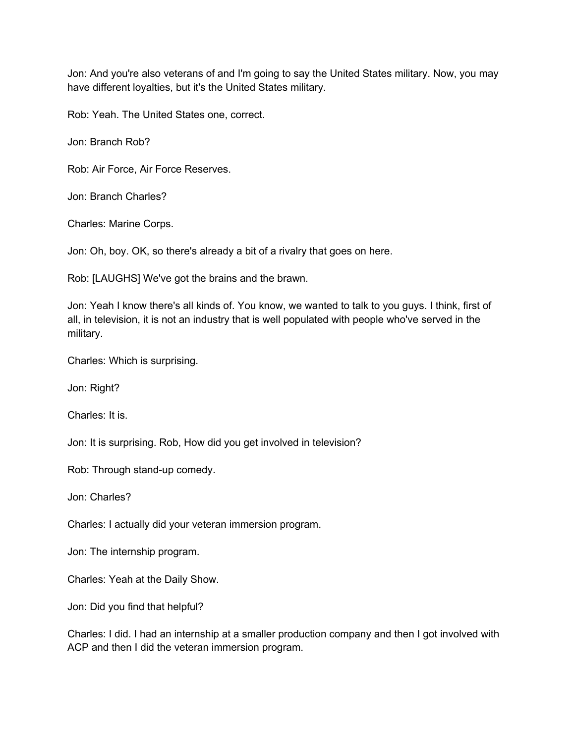Jon: And you're also veterans of and I'm going to say the United States military. Now, you may have different loyalties, but it's the United States military.

Rob: Yeah. The United States one, correct.

Jon: Branch Rob?

Rob: Air Force, Air Force Reserves.

Jon: Branch Charles?

Charles: Marine Corps.

Jon: Oh, boy. OK, so there's already a bit of a rivalry that goes on here.

Rob: [LAUGHS] We've got the brains and the brawn.

Jon: Yeah I know there's all kinds of. You know, we wanted to talk to you guys. I think, first of all, in television, it is not an industry that is well populated with people who've served in the military.

Charles: Which is surprising.

Jon: Right?

Charles: It is.

Jon: It is surprising. Rob, How did you get involved in television?

Rob: Through stand-up comedy.

Jon: Charles?

Charles: I actually did your veteran immersion program.

Jon: The internship program.

Charles: Yeah at the Daily Show.

Jon: Did you find that helpful?

Charles: I did. I had an internship at a smaller production company and then I got involved with ACP and then I did the veteran immersion program.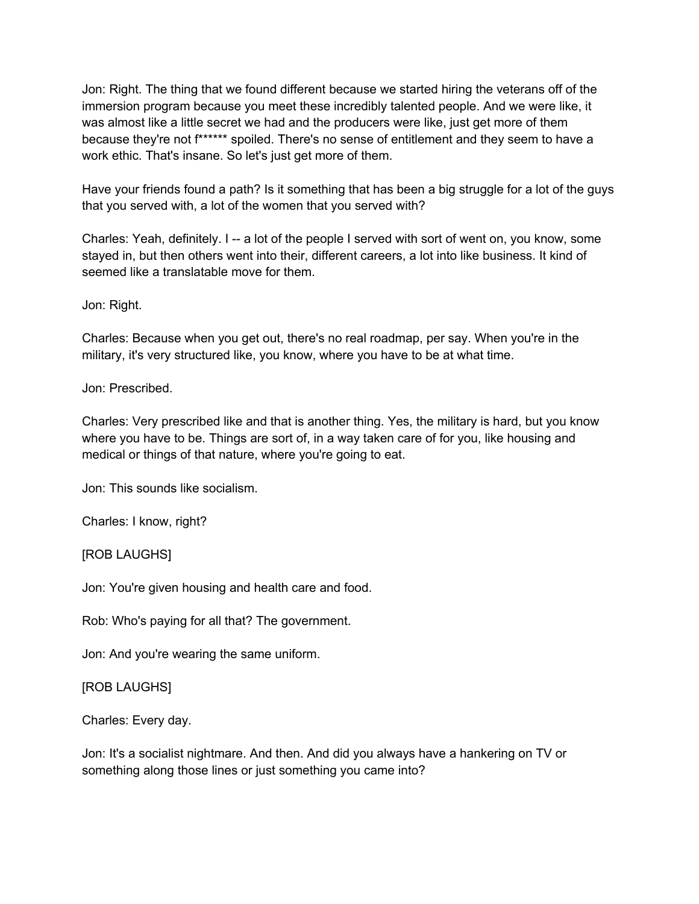Jon: Right. The thing that we found different because we started hiring the veterans off of the immersion program because you meet these incredibly talented people. And we were like, it was almost like a little secret we had and the producers were like, just get more of them because they're not f****** spoiled. There's no sense of entitlement and they seem to have a work ethic. That's insane. So let's just get more of them.

Have your friends found a path? Is it something that has been a big struggle for a lot of the guys that you served with, a lot of the women that you served with?

Charles: Yeah, definitely. I -- a lot of the people I served with sort of went on, you know, some stayed in, but then others went into their, different careers, a lot into like business. It kind of seemed like a translatable move for them.

Jon: Right.

Charles: Because when you get out, there's no real roadmap, per say. When you're in the military, it's very structured like, you know, where you have to be at what time.

Jon: Prescribed.

Charles: Very prescribed like and that is another thing. Yes, the military is hard, but you know where you have to be. Things are sort of, in a way taken care of for you, like housing and medical or things of that nature, where you're going to eat.

Jon: This sounds like socialism.

Charles: I know, right?

[ROB LAUGHS]

Jon: You're given housing and health care and food.

Rob: Who's paying for all that? The government.

Jon: And you're wearing the same uniform.

[ROB LAUGHS]

Charles: Every day.

Jon: It's a socialist nightmare. And then. And did you always have a hankering on TV or something along those lines or just something you came into?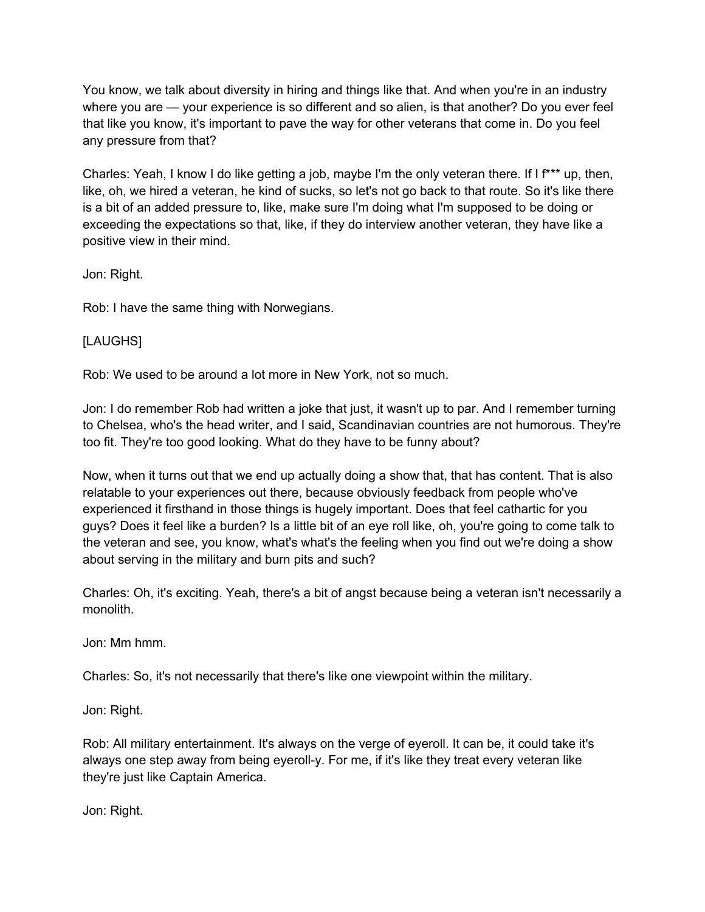You know, we talk about diversity in hiring and things like that. And when you're in an industry where you are — your experience is so different and so alien, is that another? Do you ever feel that like you know, it's important to pave the way for other veterans that come in. Do you feel any pressure from that?

Charles: Yeah, I know I do like getting a job, maybe I'm the only veteran there. If I f*** up, then, like, oh, we hired a veteran, he kind of sucks, so let's not go back to that route. So it's like there is a bit of an added pressure to, like, make sure I'm doing what I'm supposed to be doing or exceeding the expectations so that, like, if they do interview another veteran, they have like a positive view in their mind.

Jon: Right.

Rob: I have the same thing with Norwegians.

[LAUGHS]

Rob: We used to be around a lot more in New York, not so much.

Jon: I do remember Rob had written a joke that just, it wasn't up to par. And I remember turning to Chelsea, who's the head writer, and I said, Scandinavian countries are not humorous. They're too fit. They're too good looking. What do they have to be funny about?

Now, when it turns out that we end up actually doing a show that, that has content. That is also relatable to your experiences out there, because obviously feedback from people who've experienced it firsthand in those things is hugely important. Does that feel cathartic for you guys? Does it feel like a burden? Is a little bit of an eye roll like, oh, you're going to come talk to the veteran and see, you know, what's what's the feeling when you find out we're doing a show about serving in the military and burn pits and such?

Charles: Oh, it's exciting. Yeah, there's a bit of angst because being a veteran isn't necessarily a monolith.

Jon: Mm hmm.

Charles: So, it's not necessarily that there's like one viewpoint within the military.

Jon: Right.

Rob: All military entertainment. It's always on the verge of eyeroll. It can be, it could take it's always one step away from being eyeroll-y. For me, if it's like they treat every veteran like they're just like Captain America.

Jon: Right.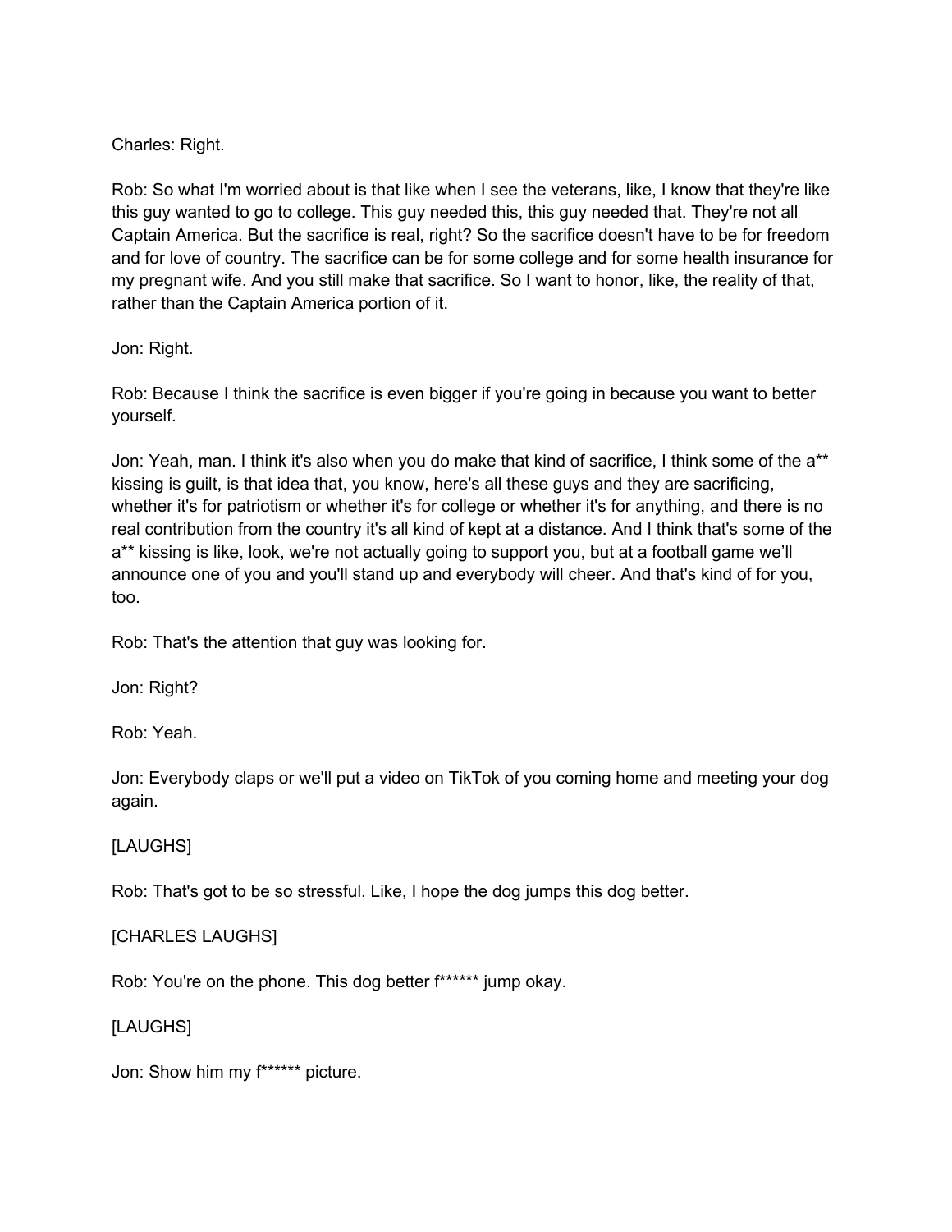Charles: Right.

Rob: So what I'm worried about is that like when I see the veterans, like, I know that they're like this guy wanted to go to college. This guy needed this, this guy needed that. They're not all Captain America. But the sacrifice is real, right? So the sacrifice doesn't have to be for freedom and for love of country. The sacrifice can be for some college and for some health insurance for my pregnant wife. And you still make that sacrifice. So I want to honor, like, the reality of that, rather than the Captain America portion of it.

Jon: Right.

Rob: Because I think the sacrifice is even bigger if you're going in because you want to better yourself.

Jon: Yeah, man. I think it's also when you do make that kind of sacrifice, I think some of the a** kissing is guilt, is that idea that, you know, here's all these guys and they are sacrificing, whether it's for patriotism or whether it's for college or whether it's for anything, and there is no real contribution from the country it's all kind of kept at a distance. And I think that's some of the a** kissing is like, look, we're not actually going to support you, but at a football game we'll announce one of you and you'll stand up and everybody will cheer. And that's kind of for you, too.

Rob: That's the attention that guy was looking for.

Jon: Right?

Rob: Yeah.

Jon: Everybody claps or we'll put a video on TikTok of you coming home and meeting your dog again.

[LAUGHS]

Rob: That's got to be so stressful. Like, I hope the dog jumps this dog better.

[CHARLES LAUGHS]

Rob: You're on the phone. This dog better f****** jump okay.

[LAUGHS]

Jon: Show him my f****** picture.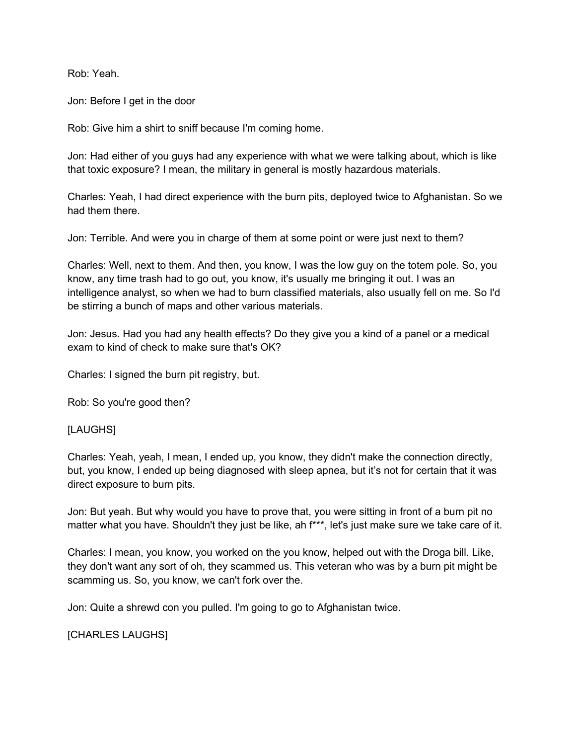Rob: Yeah.

Jon: Before I get in the door

Rob: Give him a shirt to sniff because I'm coming home.

Jon: Had either of you guys had any experience with what we were talking about, which is like that toxic exposure? I mean, the military in general is mostly hazardous materials.

Charles: Yeah, I had direct experience with the burn pits, deployed twice to Afghanistan. So we had them there.

Jon: Terrible. And were you in charge of them at some point or were just next to them?

Charles: Well, next to them. And then, you know, I was the low guy on the totem pole. So, you know, any time trash had to go out, you know, it's usually me bringing it out. I was an intelligence analyst, so when we had to burn classified materials, also usually fell on me. So I'd be stirring a bunch of maps and other various materials.

Jon: Jesus. Had you had any health effects? Do they give you a kind of a panel or a medical exam to kind of check to make sure that's OK?

Charles: I signed the burn pit registry, but.

Rob: So you're good then?

[LAUGHS]

Charles: Yeah, yeah, I mean, I ended up, you know, they didn't make the connection directly, but, you know, I ended up being diagnosed with sleep apnea, but it's not for certain that it was direct exposure to burn pits.

Jon: But yeah. But why would you have to prove that, you were sitting in front of a burn pit no matter what you have. Shouldn't they just be like, ah f***, let's just make sure we take care of it.

Charles: I mean, you know, you worked on the you know, helped out with the Droga bill. Like, they don't want any sort of oh, they scammed us. This veteran who was by a burn pit might be scamming us. So, you know, we can't fork over the.

Jon: Quite a shrewd con you pulled. I'm going to go to Afghanistan twice.

[CHARLES LAUGHS]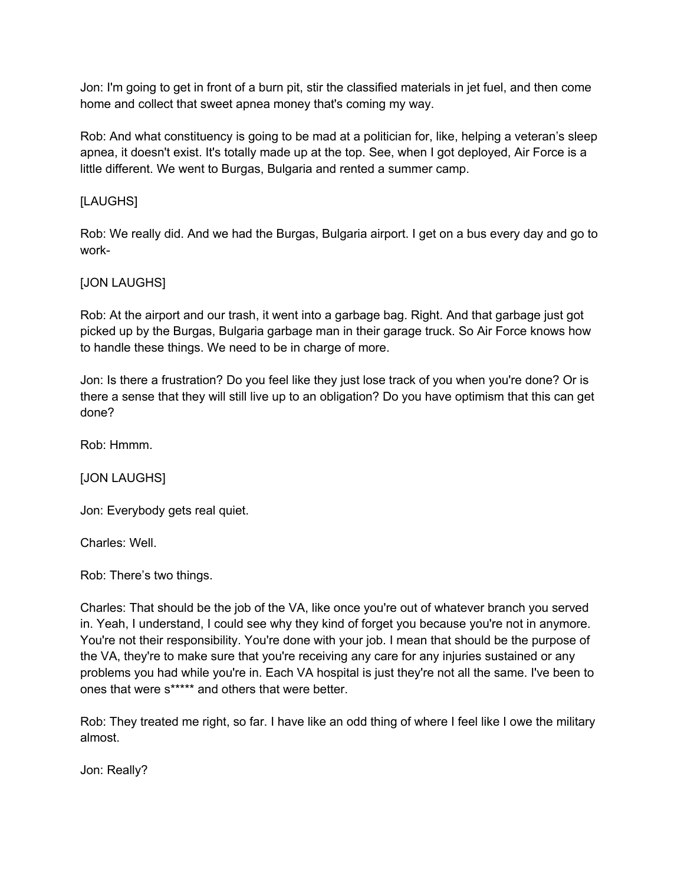Jon: I'm going to get in front of a burn pit, stir the classified materials in jet fuel, and then come home and collect that sweet apnea money that's coming my way.

Rob: And what constituency is going to be mad at a politician for, like, helping a veteran's sleep apnea, it doesn't exist. It's totally made up at the top. See, when I got deployed, Air Force is a little different. We went to Burgas, Bulgaria and rented a summer camp.

[LAUGHS]

Rob: We really did. And we had the Burgas, Bulgaria airport. I get on a bus every day and go to work-

[JON LAUGHS]

Rob: At the airport and our trash, it went into a garbage bag. Right. And that garbage just got picked up by the Burgas, Bulgaria garbage man in their garage truck. So Air Force knows how to handle these things. We need to be in charge of more.

Jon: Is there a frustration? Do you feel like they just lose track of you when you're done? Or is there a sense that they will still live up to an obligation? Do you have optimism that this can get done?

Rob: Hmmm.

[JON LAUGHS]

Jon: Everybody gets real quiet.

Charles: Well.

Rob: There's two things.

Charles: That should be the job of the VA, like once you're out of whatever branch you served in. Yeah, I understand, I could see why they kind of forget you because you're not in anymore. You're not their responsibility. You're done with your job. I mean that should be the purpose of the VA, they're to make sure that you're receiving any care for any injuries sustained or any problems you had while you're in. Each VA hospital is just they're not all the same. I've been to ones that were s***** and others that were better.

Rob: They treated me right, so far. I have like an odd thing of where I feel like I owe the military almost.

Jon: Really?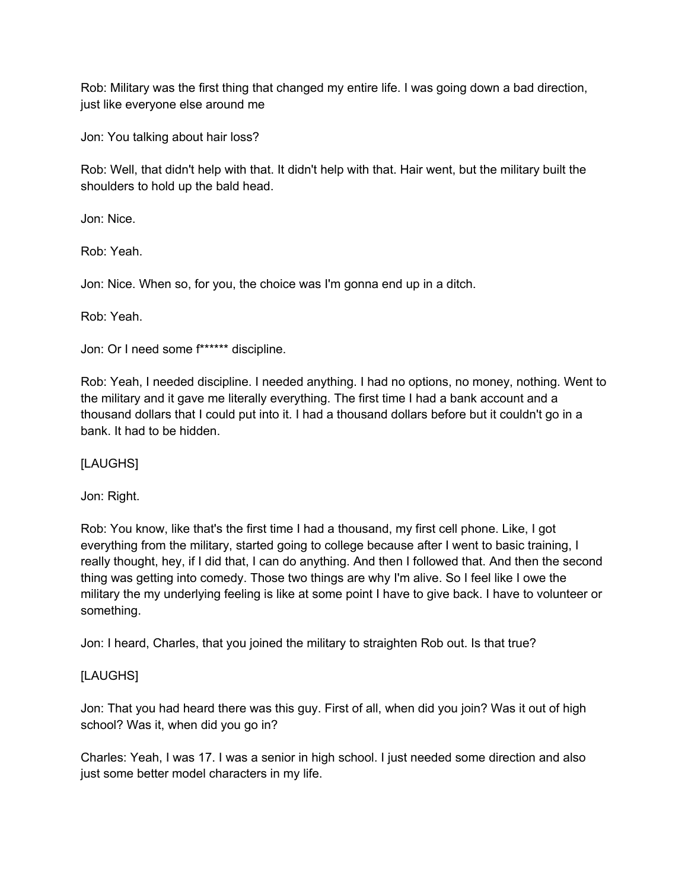Rob: Military was the first thing that changed my entire life. I was going down a bad direction, just like everyone else around me

Jon: You talking about hair loss?

Rob: Well, that didn't help with that. It didn't help with that. Hair went, but the military built the shoulders to hold up the bald head.

Jon: Nice.

Rob: Yeah.

Jon: Nice. When so, for you, the choice was I'm gonna end up in a ditch.

Rob: Yeah.

Jon: Or I need some f****** discipline.

Rob: Yeah, I needed discipline. I needed anything. I had no options, no money, nothing. Went to the military and it gave me literally everything. The first time I had a bank account and a thousand dollars that I could put into it. I had a thousand dollars before but it couldn't go in a bank. It had to be hidden.

[LAUGHS]

Jon: Right.

Rob: You know, like that's the first time I had a thousand, my first cell phone. Like, I got everything from the military, started going to college because after I went to basic training, I really thought, hey, if I did that, I can do anything. And then I followed that. And then the second thing was getting into comedy. Those two things are why I'm alive. So I feel like I owe the military the my underlying feeling is like at some point I have to give back. I have to volunteer or something.

Jon: I heard, Charles, that you joined the military to straighten Rob out. Is that true?

[LAUGHS]

Jon: That you had heard there was this guy. First of all, when did you join? Was it out of high school? Was it, when did you go in?

Charles: Yeah, I was 17. I was a senior in high school. I just needed some direction and also just some better model characters in my life.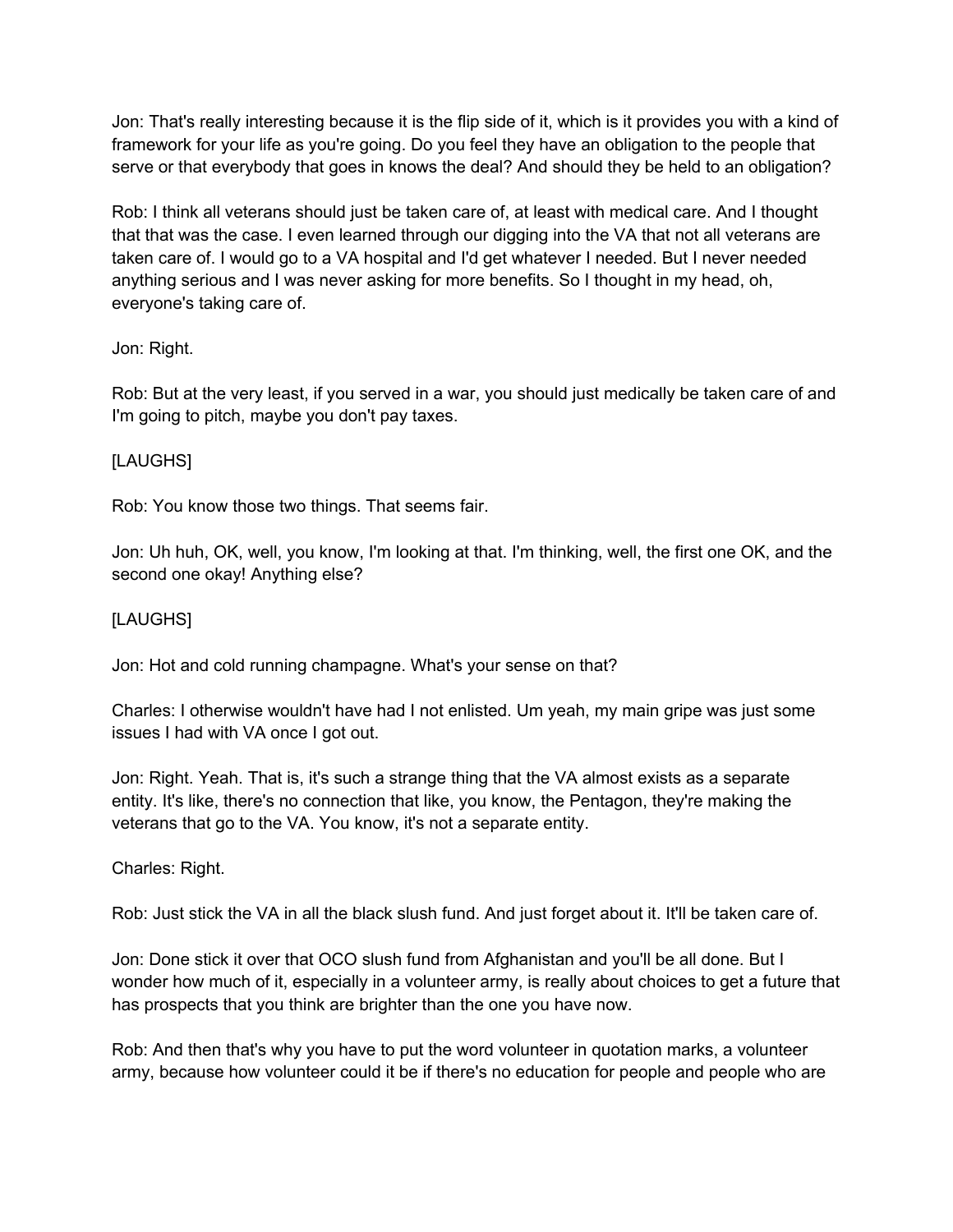Jon: That's really interesting because it is the flip side of it, which is it provides you with a kind of framework for your life as you're going. Do you feel they have an obligation to the people that serve or that everybody that goes in knows the deal? And should they be held to an obligation?

Rob: I think all veterans should just be taken care of, at least with medical care. And I thought that that was the case. I even learned through our digging into the VA that not all veterans are taken care of. I would go to a VA hospital and I'd get whatever I needed. But I never needed anything serious and I was never asking for more benefits. So I thought in my head, oh, everyone's taking care of.

Jon: Right.

Rob: But at the very least, if you served in a war, you should just medically be taken care of and I'm going to pitch, maybe you don't pay taxes.

[LAUGHS]

Rob: You know those two things. That seems fair.

Jon: Uh huh, OK, well, you know, I'm looking at that. I'm thinking, well, the first one OK, and the second one okay! Anything else?

[LAUGHS]

Jon: Hot and cold running champagne. What's your sense on that?

Charles: I otherwise wouldn't have had I not enlisted. Um yeah, my main gripe was just some issues I had with VA once I got out.

Jon: Right. Yeah. That is, it's such a strange thing that the VA almost exists as a separate entity. It's like, there's no connection that like, you know, the Pentagon, they're making the veterans that go to the VA. You know, it's not a separate entity.

Charles: Right.

Rob: Just stick the VA in all the black slush fund. And just forget about it. It'll be taken care of.

Jon: Done stick it over that OCO slush fund from Afghanistan and you'll be all done. But I wonder how much of it, especially in a volunteer army, is really about choices to get a future that has prospects that you think are brighter than the one you have now.

Rob: And then that's why you have to put the word volunteer in quotation marks, a volunteer army, because how volunteer could it be if there's no education for people and people who are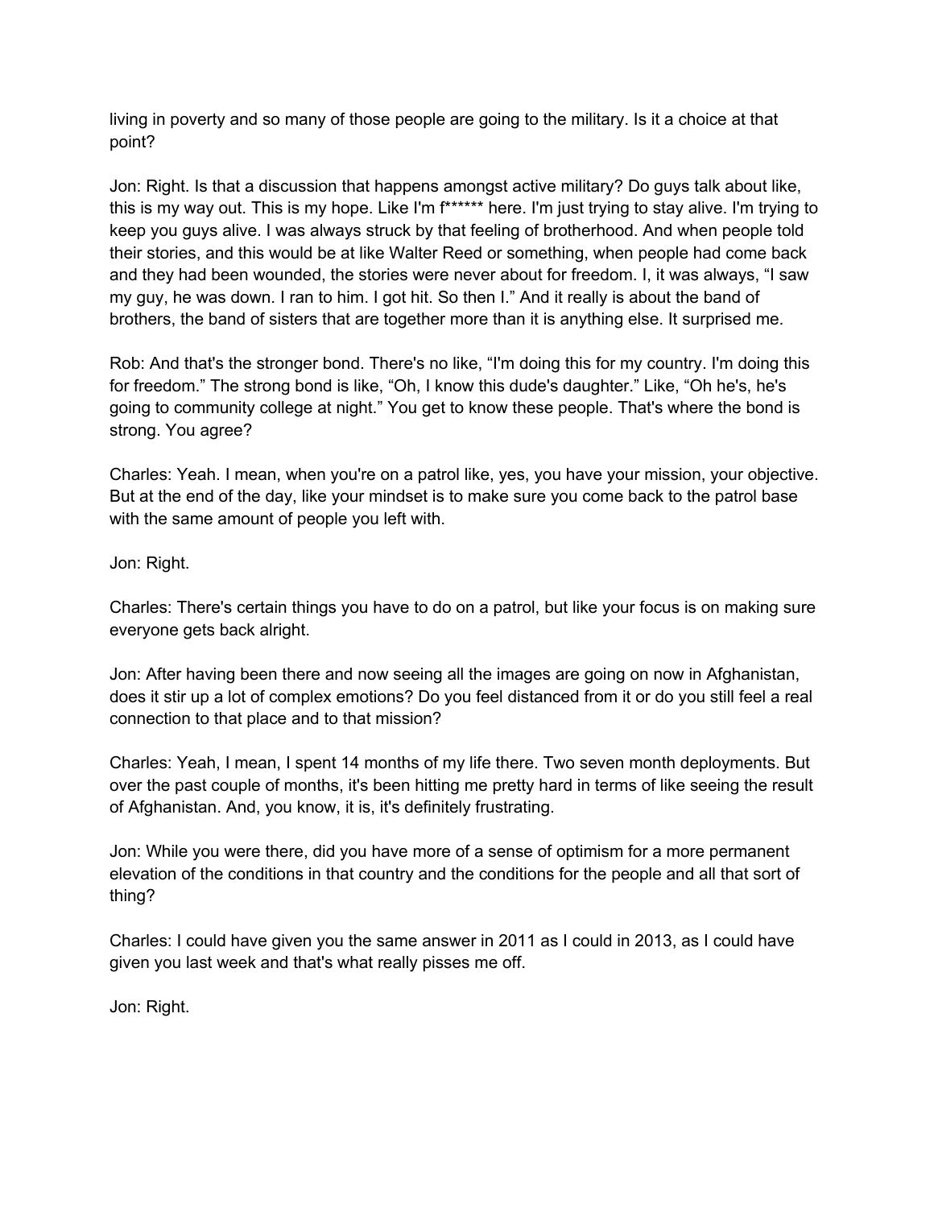living in poverty and so many of those people are going to the military. Is it a choice at that point?

Jon: Right. Is that a discussion that happens amongst active military? Do guys talk about like, this is my way out. This is my hope. Like I'm f****** here. I'm just trying to stay alive. I'm trying to keep you guys alive. I was always struck by that feeling of brotherhood. And when people told their stories, and this would be at like Walter Reed or something, when people had come back and they had been wounded, the stories were never about for freedom. I, it was always, "I saw my guy, he was down. I ran to him. I got hit. So then I." And it really is about the band of brothers, the band of sisters that are together more than it is anything else. It surprised me.

Rob: And that's the stronger bond. There's no like, "I'm doing this for my country. I'm doing this for freedom." The strong bond is like, "Oh, I know this dude's daughter." Like, "Oh he's, he's going to community college at night." You get to know these people. That's where the bond is strong. You agree?

Charles: Yeah. I mean, when you're on a patrol like, yes, you have your mission, your objective. But at the end of the day, like your mindset is to make sure you come back to the patrol base with the same amount of people you left with.

Jon: Right.

Charles: There's certain things you have to do on a patrol, but like your focus is on making sure everyone gets back alright.

Jon: After having been there and now seeing all the images are going on now in Afghanistan, does it stir up a lot of complex emotions? Do you feel distanced from it or do you still feel a real connection to that place and to that mission?

Charles: Yeah, I mean, I spent 14 months of my life there. Two seven month deployments. But over the past couple of months, it's been hitting me pretty hard in terms of like seeing the result of Afghanistan. And, you know, it is, it's definitely frustrating.

Jon: While you were there, did you have more of a sense of optimism for a more permanent elevation of the conditions in that country and the conditions for the people and all that sort of thing?

Charles: I could have given you the same answer in 2011 as I could in 2013, as I could have given you last week and that's what really pisses me off.

Jon: Right.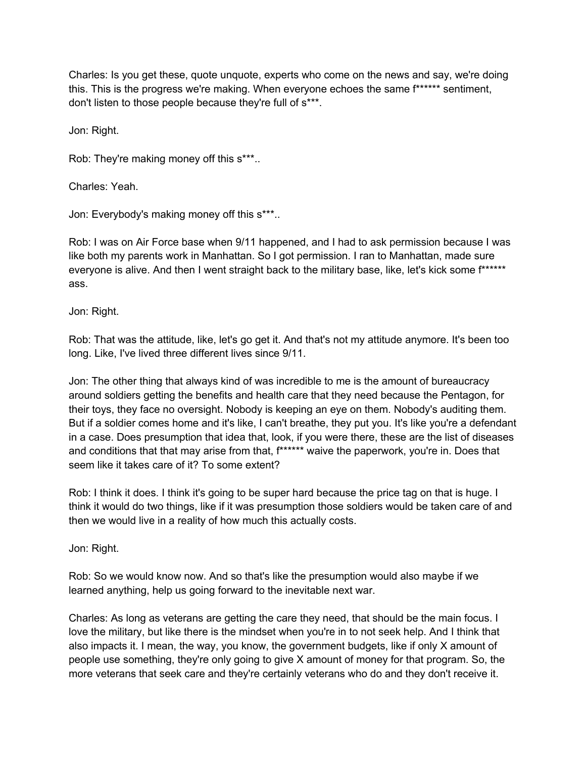Charles: Is you get these, quote unquote, experts who come on the news and say, we're doing this. This is the progress we're making. When everyone echoes the same f****** sentiment, don't listen to those people because they're full of s***.

Jon: Right.

Rob: They're making money off this s***..

Charles: Yeah.

Jon: Everybody's making money off this s***..

Rob: I was on Air Force base when 9/11 happened, and I had to ask permission because I was like both my parents work in Manhattan. So I got permission. I ran to Manhattan, made sure everyone is alive. And then I went straight back to the military base, like, let's kick some f****** ass.

Jon: Right.

Rob: That was the attitude, like, let's go get it. And that's not my attitude anymore. It's been too long. Like, I've lived three different lives since 9/11.

Jon: The other thing that always kind of was incredible to me is the amount of bureaucracy around soldiers getting the benefits and health care that they need because the Pentagon, for their toys, they face no oversight. Nobody is keeping an eye on them. Nobody's auditing them. But if a soldier comes home and it's like, I can't breathe, they put you. It's like you're a defendant in a case. Does presumption that idea that, look, if you were there, these are the list of diseases and conditions that that may arise from that, f****** waive the paperwork, you're in. Does that seem like it takes care of it? To some extent?

Rob: I think it does. I think it's going to be super hard because the price tag on that is huge. I think it would do two things, like if it was presumption those soldiers would be taken care of and then we would live in a reality of how much this actually costs.

Jon: Right.

Rob: So we would know now. And so that's like the presumption would also maybe if we learned anything, help us going forward to the inevitable next war.

Charles: As long as veterans are getting the care they need, that should be the main focus. I love the military, but like there is the mindset when you're in to not seek help. And I think that also impacts it. I mean, the way, you know, the government budgets, like if only X amount of people use something, they're only going to give X amount of money for that program. So, the more veterans that seek care and they're certainly veterans who do and they don't receive it.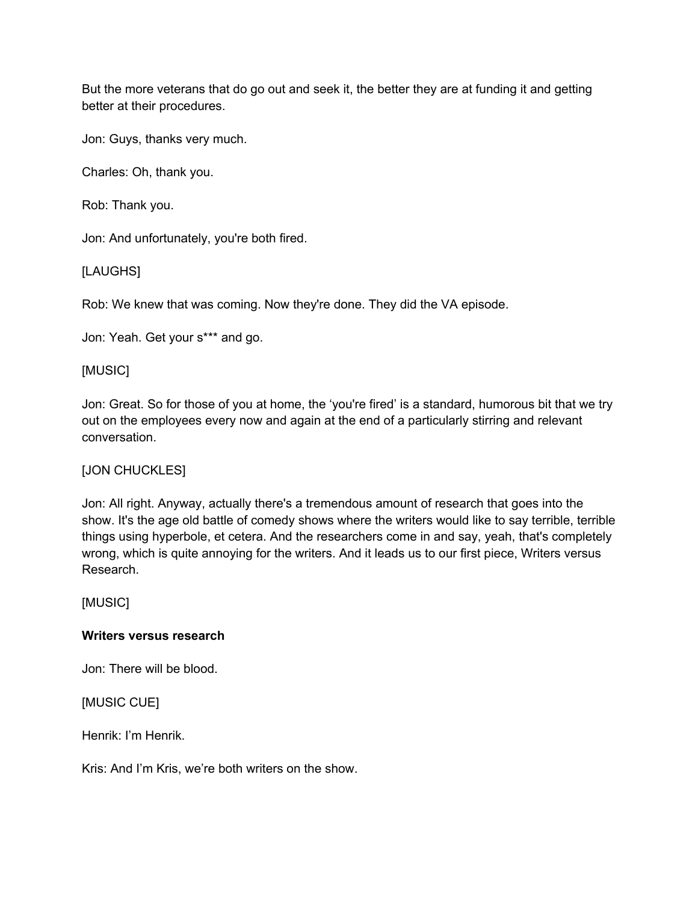But the more veterans that do go out and seek it, the better they are at funding it and getting better at their procedures.

Jon: Guys, thanks very much.

Charles: Oh, thank you.

Rob: Thank you.

Jon: And unfortunately, you're both fired.

[LAUGHS]

Rob: We knew that was coming. Now they're done. They did the VA episode.

Jon: Yeah. Get your s*** and go.

[MUSIC]

Jon: Great. So for those of you at home, the ‘you're fired’ is a standard, humorous bit that we try out on the employees every now and again at the end of a particularly stirring and relevant conversation.

[JON CHUCKLES]

Jon: All right. Anyway, actually there's a tremendous amount of research that goes into the show. It's the age old battle of comedy shows where the writers would like to say terrible, terrible things using hyperbole, et cetera. And the researchers come in and say, yeah, that's completely wrong, which is quite annoying for the writers. And it leads us to our first piece, Writers versus Research.

[MUSIC]

**Writers versus research**

Jon: There will be blood.

[MUSIC CUE]

Henrik: I’m Henrik.

Kris: And I’m Kris, we’re both writers on the show.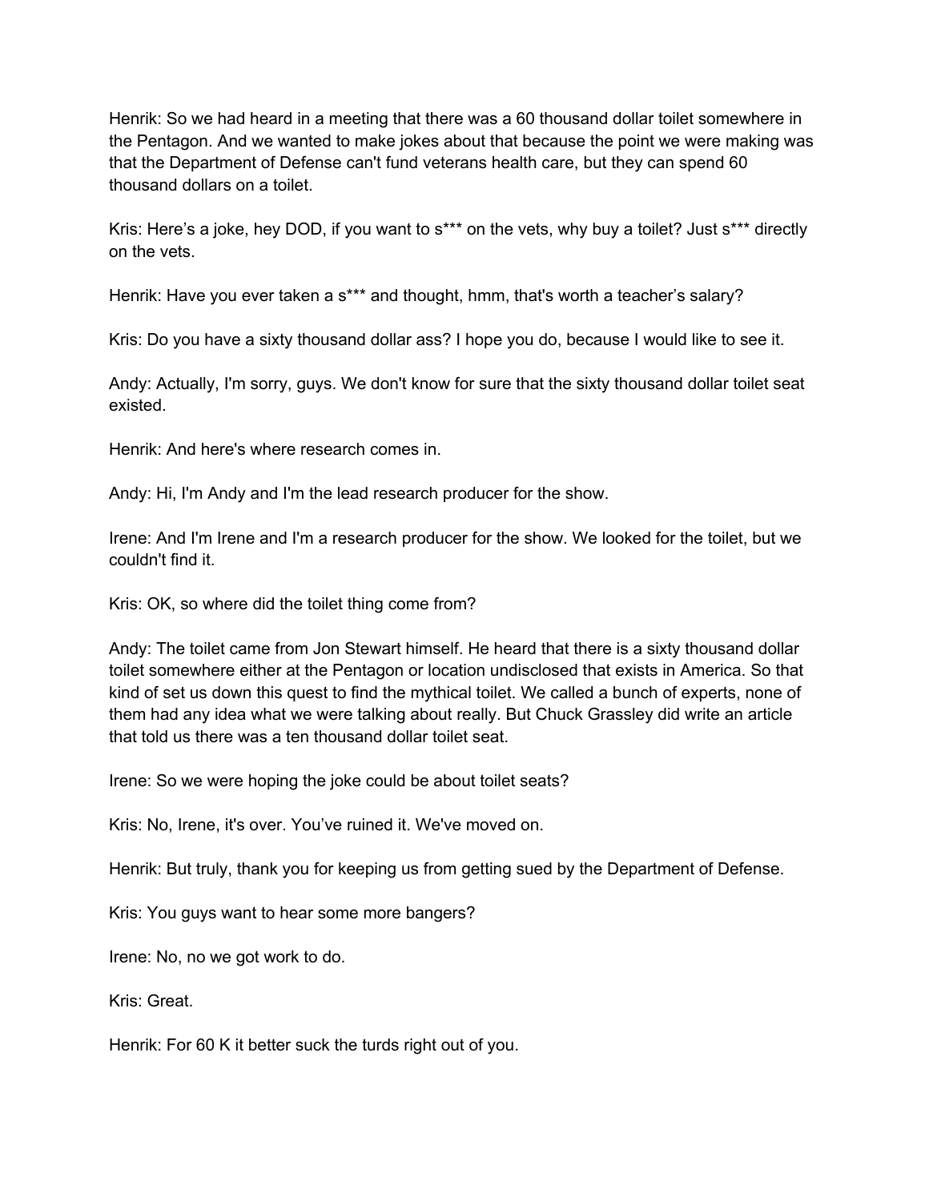Henrik: So we had heard in a meeting that there was a 60 thousand dollar toilet somewhere in the Pentagon. And we wanted to make jokes about that because the point we were making was that the Department of Defense can't fund veterans health care, but they can spend 60 thousand dollars on a toilet.

Kris: Here's a joke, hey DOD, if you want to s*** on the vets, why buy a toilet? Just s*** directly on the vets.

Henrik: Have you ever taken a s*** and thought, hmm, that's worth a teacher's salary?

Kris: Do you have a sixty thousand dollar ass? I hope you do, because I would like to see it.

Andy: Actually, I'm sorry, guys. We don't know for sure that the sixty thousand dollar toilet seat existed.

Henrik: And here's where research comes in.

Andy: Hi, I'm Andy and I'm the lead research producer for the show.

Irene: And I'm Irene and I'm a research producer for the show. We looked for the toilet, but we couldn't find it.

Kris: OK, so where did the toilet thing come from?

Andy: The toilet came from Jon Stewart himself. He heard that there is a sixty thousand dollar toilet somewhere either at the Pentagon or location undisclosed that exists in America. So that kind of set us down this quest to find the mythical toilet. We called a bunch of experts, none of them had any idea what we were talking about really. But Chuck Grassley did write an article that told us there was a ten thousand dollar toilet seat.

Irene: So we were hoping the joke could be about toilet seats?

Kris: No, Irene, it's over. You've ruined it. We've moved on.

Henrik: But truly, thank you for keeping us from getting sued by the Department of Defense.

Kris: You guys want to hear some more bangers?

Irene: No, no we got work to do.

Kris: Great.

Henrik: For 60 K it better suck the turds right out of you.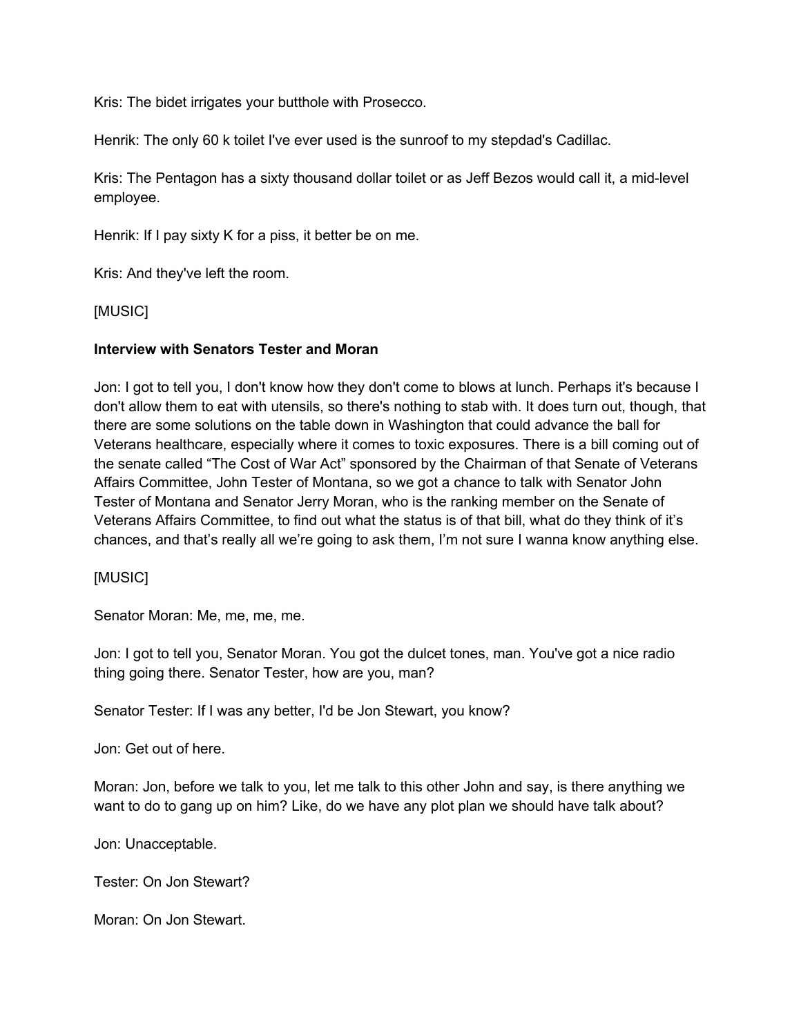Kris: The bidet irrigates your butthole with Prosecco.

Henrik: The only 60 k toilet I've ever used is the sunroof to my stepdad's Cadillac.

Kris: The Pentagon has a sixty thousand dollar toilet or as Jeff Bezos would call it, a mid-level employee.

Henrik: If I pay sixty K for a piss, it better be on me.

Kris: And they've left the room.

[MUSIC]

**Interview with Senators Tester and Moran**

Jon: I got to tell you, I don't know how they don't come to blows at lunch. Perhaps it's because I don't allow them to eat with utensils, so there's nothing to stab with. It does turn out, though, that there are some solutions on the table down in Washington that could advance the ball for Veterans healthcare, especially where it comes to toxic exposures. There is a bill coming out of the senate called "The Cost of War Act" sponsored by the Chairman of that Senate of Veterans Affairs Committee, John Tester of Montana, so we got a chance to talk with Senator John Tester of Montana and Senator Jerry Moran, who is the ranking member on the Senate of Veterans Affairs Committee, to find out what the status is of that bill, what do they think of it's chances, and that's really all we're going to ask them, I'm not sure I wanna know anything else.

[MUSIC]

Senator Moran: Me, me, me, me.

Jon: I got to tell you, Senator Moran. You got the dulcet tones, man. You've got a nice radio thing going there. Senator Tester, how are you, man?

Senator Tester: If I was any better, I'd be Jon Stewart, you know?

Jon: Get out of here.

Moran: Jon, before we talk to you, let me talk to this other John and say, is there anything we want to do to gang up on him? Like, do we have any plot plan we should have talk about?

Jon: Unacceptable.

Tester: On Jon Stewart?

Moran: On Jon Stewart.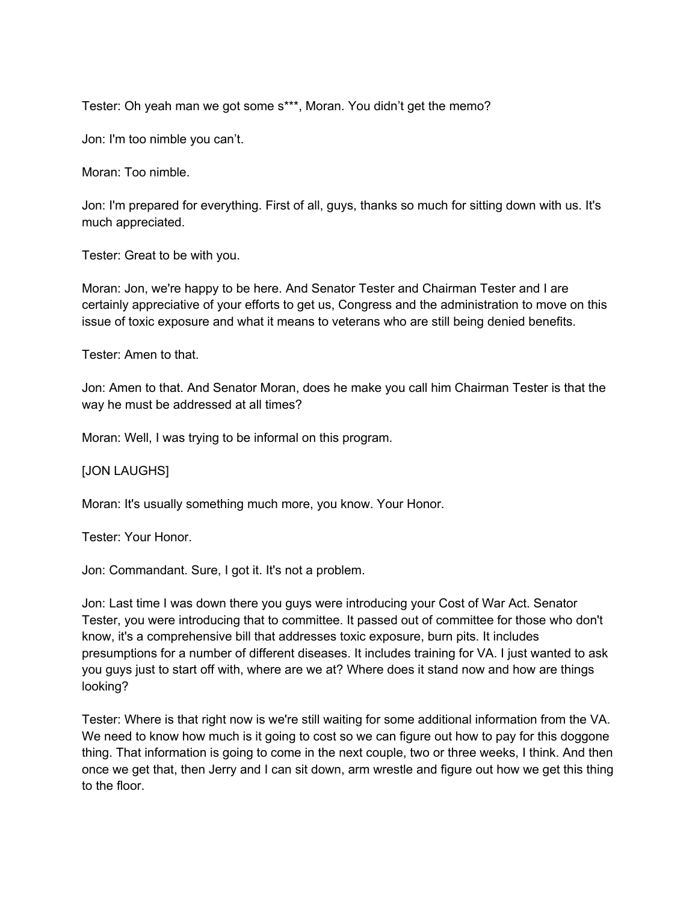Tester: Oh yeah man we got some s***, Moran. You didn't get the memo?

Jon: I'm too nimble you can't.

Moran: Too nimble.

Jon: I'm prepared for everything. First of all, guys, thanks so much for sitting down with us. It's much appreciated.

Tester: Great to be with you.

Moran: Jon, we're happy to be here. And Senator Tester and Chairman Tester and I are certainly appreciative of your efforts to get us, Congress and the administration to move on this issue of toxic exposure and what it means to veterans who are still being denied benefits.

Tester: Amen to that.

Jon: Amen to that. And Senator Moran, does he make you call him Chairman Tester is that the way he must be addressed at all times?

Moran: Well, I was trying to be informal on this program.

[JON LAUGHS]

Moran: It's usually something much more, you know. Your Honor.

Tester: Your Honor.

Jon: Commandant. Sure, I got it. It's not a problem.

Jon: Last time I was down there you guys were introducing your Cost of War Act. Senator Tester, you were introducing that to committee. It passed out of committee for those who don't know, it's a comprehensive bill that addresses toxic exposure, burn pits. It includes presumptions for a number of different diseases. It includes training for VA. I just wanted to ask you guys just to start off with, where are we at? Where does it stand now and how are things looking?

Tester: Where is that right now is we're still waiting for some additional information from the VA. We need to know how much is it going to cost so we can figure out how to pay for this doggone thing. That information is going to come in the next couple, two or three weeks, I think. And then once we get that, then Jerry and I can sit down, arm wrestle and figure out how we get this thing to the floor.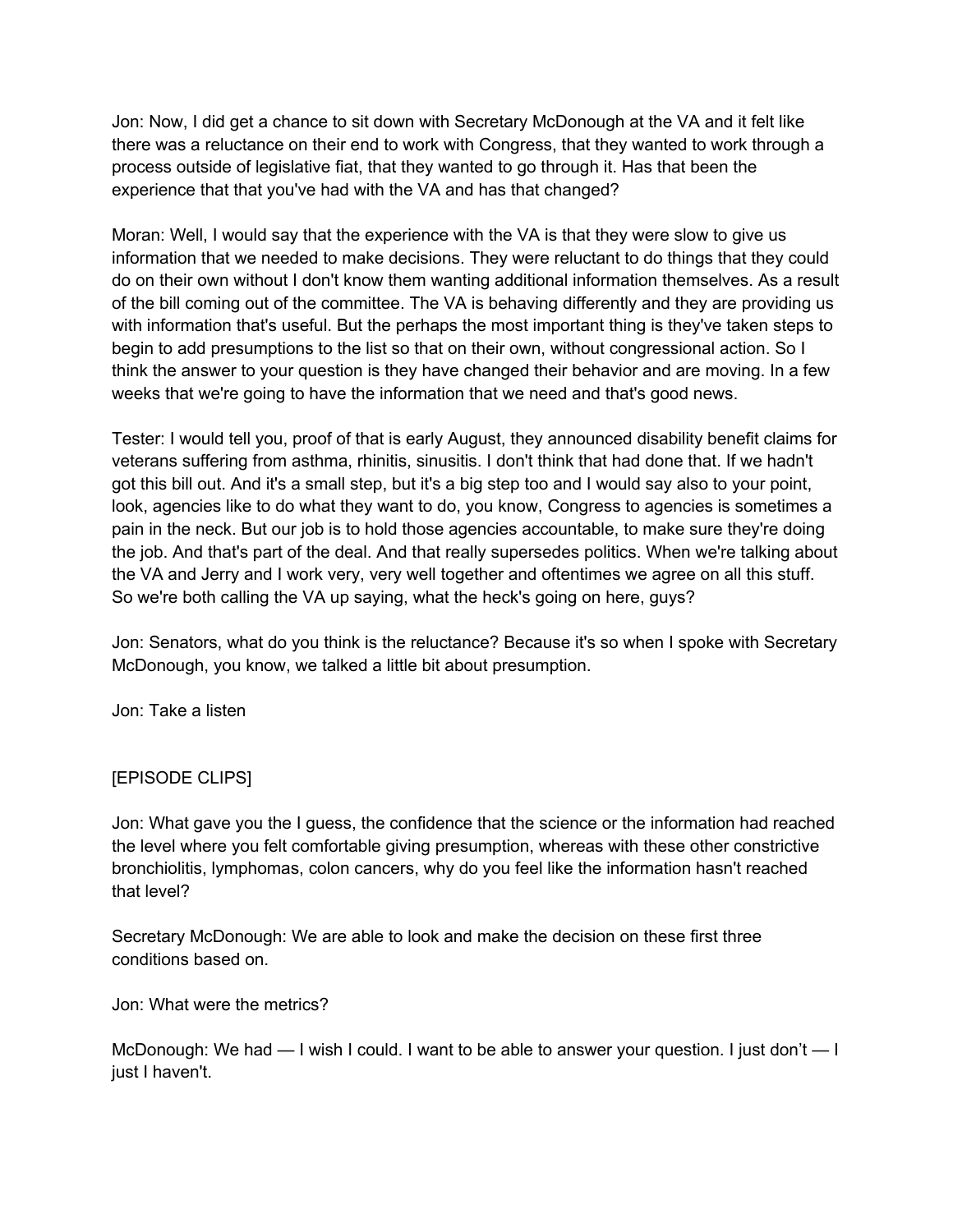Jon: Now, I did get a chance to sit down with Secretary McDonough at the VA and it felt like there was a reluctance on their end to work with Congress, that they wanted to work through a process outside of legislative fiat, that they wanted to go through it. Has that been the experience that that you've had with the VA and has that changed?

Moran: Well, I would say that the experience with the VA is that they were slow to give us information that we needed to make decisions. They were reluctant to do things that they could do on their own without I don't know them wanting additional information themselves. As a result of the bill coming out of the committee. The VA is behaving differently and they are providing us with information that's useful. But the perhaps the most important thing is they've taken steps to begin to add presumptions to the list so that on their own, without congressional action. So I think the answer to your question is they have changed their behavior and are moving. In a few weeks that we're going to have the information that we need and that's good news.

Tester: I would tell you, proof of that is early August, they announced disability benefit claims for veterans suffering from asthma, rhinitis, sinusitis. I don't think that had done that. If we hadn't got this bill out. And it's a small step, but it's a big step too and I would say also to your point, look, agencies like to do what they want to do, you know, Congress to agencies is sometimes a pain in the neck. But our job is to hold those agencies accountable, to make sure they're doing the job. And that's part of the deal. And that really supersedes politics. When we're talking about the VA and Jerry and I work very, very well together and oftentimes we agree on all this stuff. So we're both calling the VA up saying, what the heck's going on here, guys?

Jon: Senators, what do you think is the reluctance? Because it's so when I spoke with Secretary McDonough, you know, we talked a little bit about presumption.

Jon: Take a listen

[EPISODE CLIPS]

Jon: What gave you the I guess, the confidence that the science or the information had reached the level where you felt comfortable giving presumption, whereas with these other constrictive bronchiolitis, lymphomas, colon cancers, why do you feel like the information hasn't reached that level?

Secretary McDonough: We are able to look and make the decision on these first three conditions based on.

Jon: What were the metrics?

McDonough: We had — I wish I could. I want to be able to answer your question. I just don't — I just I haven't.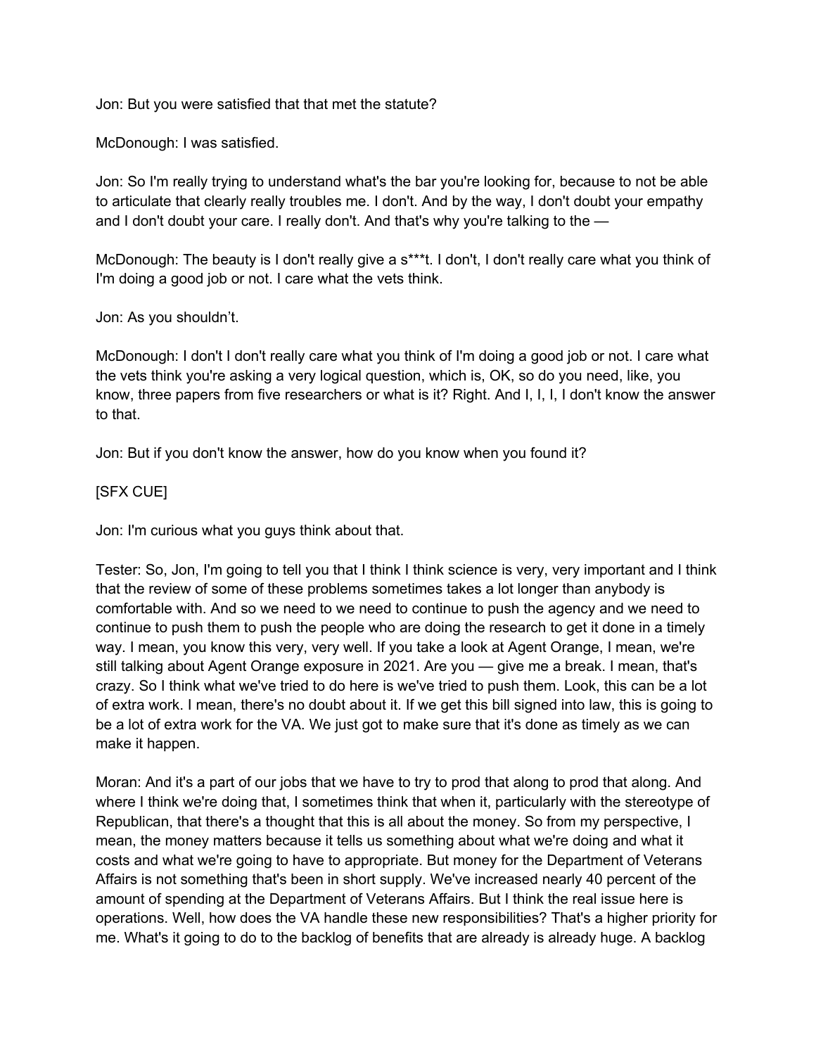Jon: But you were satisfied that that met the statute?

McDonough: I was satisfied.

Jon: So I'm really trying to understand what's the bar you're looking for, because to not be able to articulate that clearly really troubles me. I don't. And by the way, I don't doubt your empathy and I don't doubt your care. I really don't. And that's why you're talking to the —

McDonough: The beauty is I don't really give a s***t. I don't, I don't really care what you think of I'm doing a good job or not. I care what the vets think.

Jon: As you shouldn't.

McDonough: I don't I don't really care what you think of I'm doing a good job or not. I care what the vets think you're asking a very logical question, which is, OK, so do you need, like, you know, three papers from five researchers or what is it? Right. And I, I, I, I don't know the answer to that.

Jon: But if you don't know the answer, how do you know when you found it?

[SFX CUE]

Jon: I'm curious what you guys think about that.

Tester: So, Jon, I'm going to tell you that I think I think science is very, very important and I think that the review of some of these problems sometimes takes a lot longer than anybody is comfortable with. And so we need to we need to continue to push the agency and we need to continue to push them to push the people who are doing the research to get it done in a timely way. I mean, you know this very, very well. If you take a look at Agent Orange, I mean, we're still talking about Agent Orange exposure in 2021. Are you — give me a break. I mean, that's crazy. So I think what we've tried to do here is we've tried to push them. Look, this can be a lot of extra work. I mean, there's no doubt about it. If we get this bill signed into law, this is going to be a lot of extra work for the VA. We just got to make sure that it's done as timely as we can make it happen.

Moran: And it's a part of our jobs that we have to try to prod that along to prod that along. And where I think we're doing that, I sometimes think that when it, particularly with the stereotype of Republican, that there's a thought that this is all about the money. So from my perspective, I mean, the money matters because it tells us something about what we're doing and what it costs and what we're going to have to appropriate. But money for the Department of Veterans Affairs is not something that's been in short supply. We've increased nearly 40 percent of the amount of spending at the Department of Veterans Affairs. But I think the real issue here is operations. Well, how does the VA handle these new responsibilities? That's a higher priority for me. What's it going to do to the backlog of benefits that are already is already huge. A backlog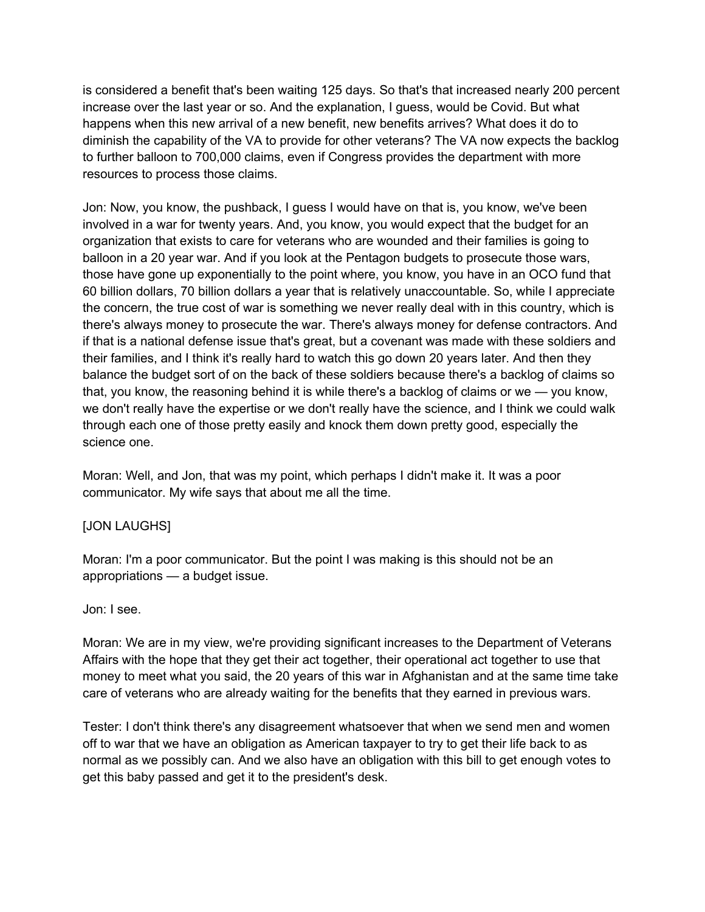is considered a benefit that's been waiting 125 days. So that's that increased nearly 200 percent increase over the last year or so. And the explanation, I guess, would be Covid. But what happens when this new arrival of a new benefit, new benefits arrives? What does it do to diminish the capability of the VA to provide for other veterans? The VA now expects the backlog to further balloon to 700,000 claims, even if Congress provides the department with more resources to process those claims.

Jon: Now, you know, the pushback, I guess I would have on that is, you know, we've been involved in a war for twenty years. And, you know, you would expect that the budget for an organization that exists to care for veterans who are wounded and their families is going to balloon in a 20 year war. And if you look at the Pentagon budgets to prosecute those wars, those have gone up exponentially to the point where, you know, you have in an OCO fund that 60 billion dollars, 70 billion dollars a year that is relatively unaccountable. So, while I appreciate the concern, the true cost of war is something we never really deal with in this country, which is there's always money to prosecute the war. There's always money for defense contractors. And if that is a national defense issue that's great, but a covenant was made with these soldiers and their families, and I think it's really hard to watch this go down 20 years later. And then they balance the budget sort of on the back of these soldiers because there's a backlog of claims so that, you know, the reasoning behind it is while there's a backlog of claims or we — you know, we don't really have the expertise or we don't really have the science, and I think we could walk through each one of those pretty easily and knock them down pretty good, especially the science one.

Moran: Well, and Jon, that was my point, which perhaps I didn't make it. It was a poor communicator. My wife says that about me all the time.

[JON LAUGHS]

Moran: I'm a poor communicator. But the point I was making is this should not be an appropriations — a budget issue.

Jon: I see.

Moran: We are in my view, we're providing significant increases to the Department of Veterans Affairs with the hope that they get their act together, their operational act together to use that money to meet what you said, the 20 years of this war in Afghanistan and at the same time take care of veterans who are already waiting for the benefits that they earned in previous wars.

Tester: I don't think there's any disagreement whatsoever that when we send men and women off to war that we have an obligation as American taxpayer to try to get their life back to as normal as we possibly can. And we also have an obligation with this bill to get enough votes to get this baby passed and get it to the president's desk.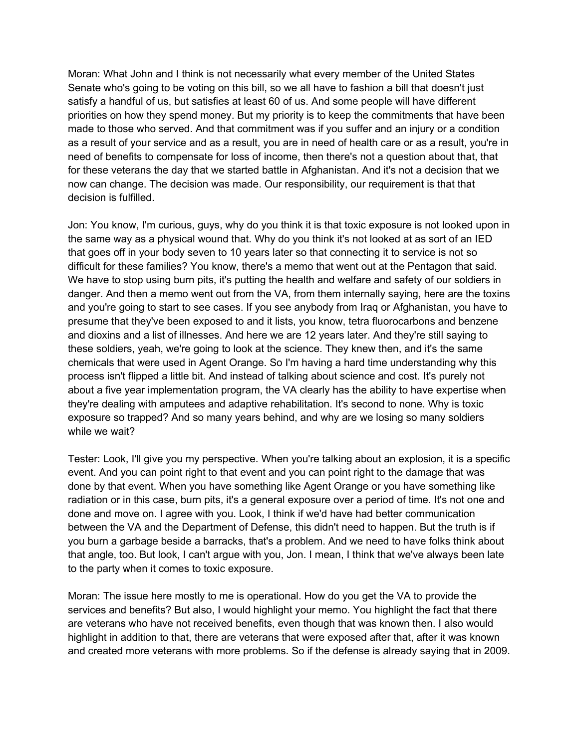Moran: What John and I think is not necessarily what every member of the United States Senate who's going to be voting on this bill, so we all have to fashion a bill that doesn't just satisfy a handful of us, but satisfies at least 60 of us. And some people will have different priorities on how they spend money. But my priority is to keep the commitments that have been made to those who served. And that commitment was if you suffer and an injury or a condition as a result of your service and as a result, you are in need of health care or as a result, you're in need of benefits to compensate for loss of income, then there's not a question about that, that for these veterans the day that we started battle in Afghanistan. And it's not a decision that we now can change. The decision was made. Our responsibility, our requirement is that that decision is fulfilled.

Jon: You know, I'm curious, guys, why do you think it is that toxic exposure is not looked upon in the same way as a physical wound that. Why do you think it's not looked at as sort of an IED that goes off in your body seven to 10 years later so that connecting it to service is not so difficult for these families? You know, there's a memo that went out at the Pentagon that said. We have to stop using burn pits, it's putting the health and welfare and safety of our soldiers in danger. And then a memo went out from the VA, from them internally saying, here are the toxins and you're going to start to see cases. If you see anybody from Iraq or Afghanistan, you have to presume that they've been exposed to and it lists, you know, tetra fluorocarbons and benzene and dioxins and a list of illnesses. And here we are 12 years later. And they're still saying to these soldiers, yeah, we're going to look at the science. They knew then, and it's the same chemicals that were used in Agent Orange. So I'm having a hard time understanding why this process isn't flipped a little bit. And instead of talking about science and cost. It's purely not about a five year implementation program, the VA clearly has the ability to have expertise when they're dealing with amputees and adaptive rehabilitation. It's second to none. Why is toxic exposure so trapped? And so many years behind, and why are we losing so many soldiers while we wait?

Tester: Look, I'll give you my perspective. When you're talking about an explosion, it is a specific event. And you can point right to that event and you can point right to the damage that was done by that event. When you have something like Agent Orange or you have something like radiation or in this case, burn pits, it's a general exposure over a period of time. It's not one and done and move on. I agree with you. Look, I think if we'd have had better communication between the VA and the Department of Defense, this didn't need to happen. But the truth is if you burn a garbage beside a barracks, that's a problem. And we need to have folks think about that angle, too. But look, I can't argue with you, Jon. I mean, I think that we've always been late to the party when it comes to toxic exposure.

Moran: The issue here mostly to me is operational. How do you get the VA to provide the services and benefits? But also, I would highlight your memo. You highlight the fact that there are veterans who have not received benefits, even though that was known then. I also would highlight in addition to that, there are veterans that were exposed after that, after it was known and created more veterans with more problems. So if the defense is already saying that in 2009.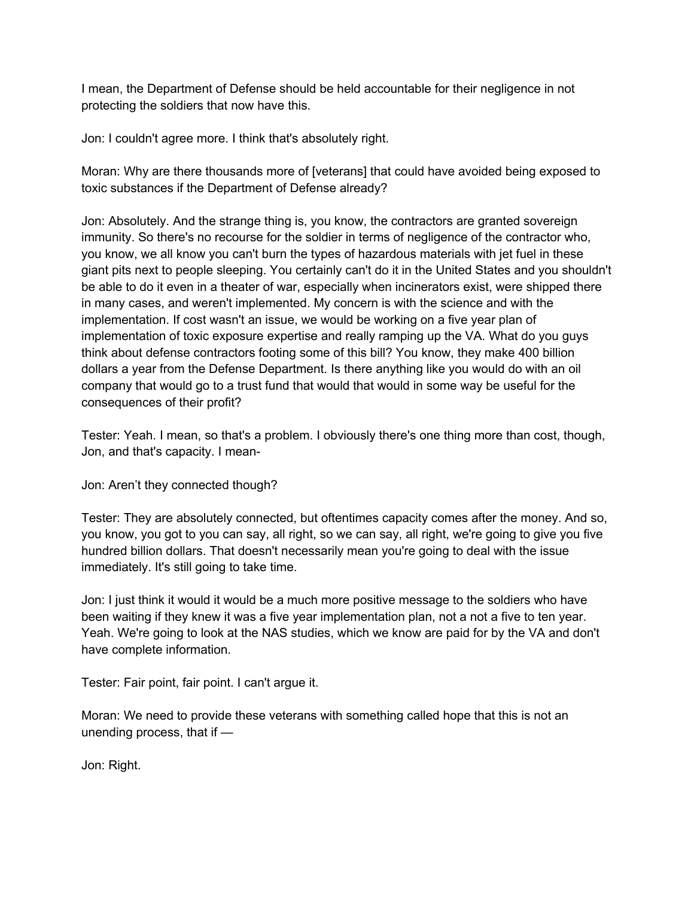I mean, the Department of Defense should be held accountable for their negligence in not protecting the soldiers that now have this.

Jon: I couldn't agree more. I think that's absolutely right.

Moran: Why are there thousands more of [veterans] that could have avoided being exposed to toxic substances if the Department of Defense already?

Jon: Absolutely. And the strange thing is, you know, the contractors are granted sovereign immunity. So there's no recourse for the soldier in terms of negligence of the contractor who, you know, we all know you can't burn the types of hazardous materials with jet fuel in these giant pits next to people sleeping. You certainly can't do it in the United States and you shouldn't be able to do it even in a theater of war, especially when incinerators exist, were shipped there in many cases, and weren't implemented. My concern is with the science and with the implementation. If cost wasn't an issue, we would be working on a five year plan of implementation of toxic exposure expertise and really ramping up the VA. What do you guys think about defense contractors footing some of this bill? You know, they make 400 billion dollars a year from the Defense Department. Is there anything like you would do with an oil company that would go to a trust fund that would that would in some way be useful for the consequences of their profit?

Tester: Yeah. I mean, so that's a problem. I obviously there's one thing more than cost, though, Jon, and that's capacity. I mean-

Jon: Aren't they connected though?

Tester: They are absolutely connected, but oftentimes capacity comes after the money. And so, you know, you got to you can say, all right, so we can say, all right, we're going to give you five hundred billion dollars. That doesn't necessarily mean you're going to deal with the issue immediately. It's still going to take time.

Jon: I just think it would it would be a much more positive message to the soldiers who have been waiting if they knew it was a five year implementation plan, not a not a five to ten year. Yeah. We're going to look at the NAS studies, which we know are paid for by the VA and don't have complete information.

Tester: Fair point, fair point. I can't argue it.

Moran: We need to provide these veterans with something called hope that this is not an unending process, that if —

Jon: Right.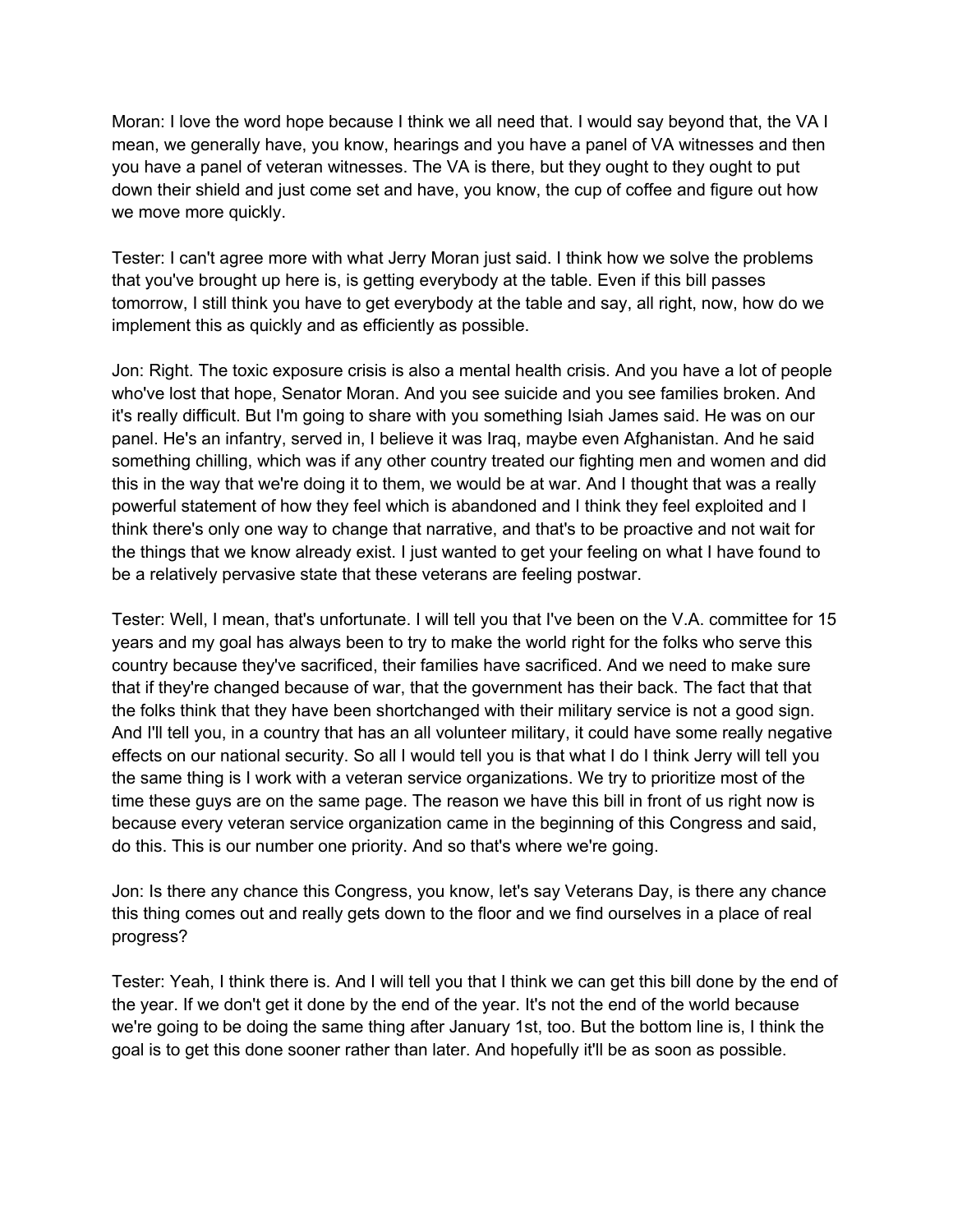Moran: I love the word hope because I think we all need that. I would say beyond that, the VA I mean, we generally have, you know, hearings and you have a panel of VA witnesses and then you have a panel of veteran witnesses. The VA is there, but they ought to they ought to put down their shield and just come set and have, you know, the cup of coffee and figure out how we move more quickly.

Tester: I can't agree more with what Jerry Moran just said. I think how we solve the problems that you've brought up here is, is getting everybody at the table. Even if this bill passes tomorrow, I still think you have to get everybody at the table and say, all right, now, how do we implement this as quickly and as efficiently as possible.

Jon: Right. The toxic exposure crisis is also a mental health crisis. And you have a lot of people who've lost that hope, Senator Moran. And you see suicide and you see families broken. And it's really difficult. But I'm going to share with you something Isiah James said. He was on our panel. He's an infantry, served in, I believe it was Iraq, maybe even Afghanistan. And he said something chilling, which was if any other country treated our fighting men and women and did this in the way that we're doing it to them, we would be at war. And I thought that was a really powerful statement of how they feel which is abandoned and I think they feel exploited and I think there's only one way to change that narrative, and that's to be proactive and not wait for the things that we know already exist. I just wanted to get your feeling on what I have found to be a relatively pervasive state that these veterans are feeling postwar.

Tester: Well, I mean, that's unfortunate. I will tell you that I've been on the V.A. committee for 15 years and my goal has always been to try to make the world right for the folks who serve this country because they've sacrificed, their families have sacrificed. And we need to make sure that if they're changed because of war, that the government has their back. The fact that that the folks think that they have been shortchanged with their military service is not a good sign. And I'll tell you, in a country that has an all volunteer military, it could have some really negative effects on our national security. So all I would tell you is that what I do I think Jerry will tell you the same thing is I work with a veteran service organizations. We try to prioritize most of the time these guys are on the same page. The reason we have this bill in front of us right now is because every veteran service organization came in the beginning of this Congress and said, do this. This is our number one priority. And so that's where we're going.

Jon: Is there any chance this Congress, you know, let's say Veterans Day, is there any chance this thing comes out and really gets down to the floor and we find ourselves in a place of real progress?

Tester: Yeah, I think there is. And I will tell you that I think we can get this bill done by the end of the year. If we don't get it done by the end of the year. It's not the end of the world because we're going to be doing the same thing after January 1st, too. But the bottom line is, I think the goal is to get this done sooner rather than later. And hopefully it'll be as soon as possible.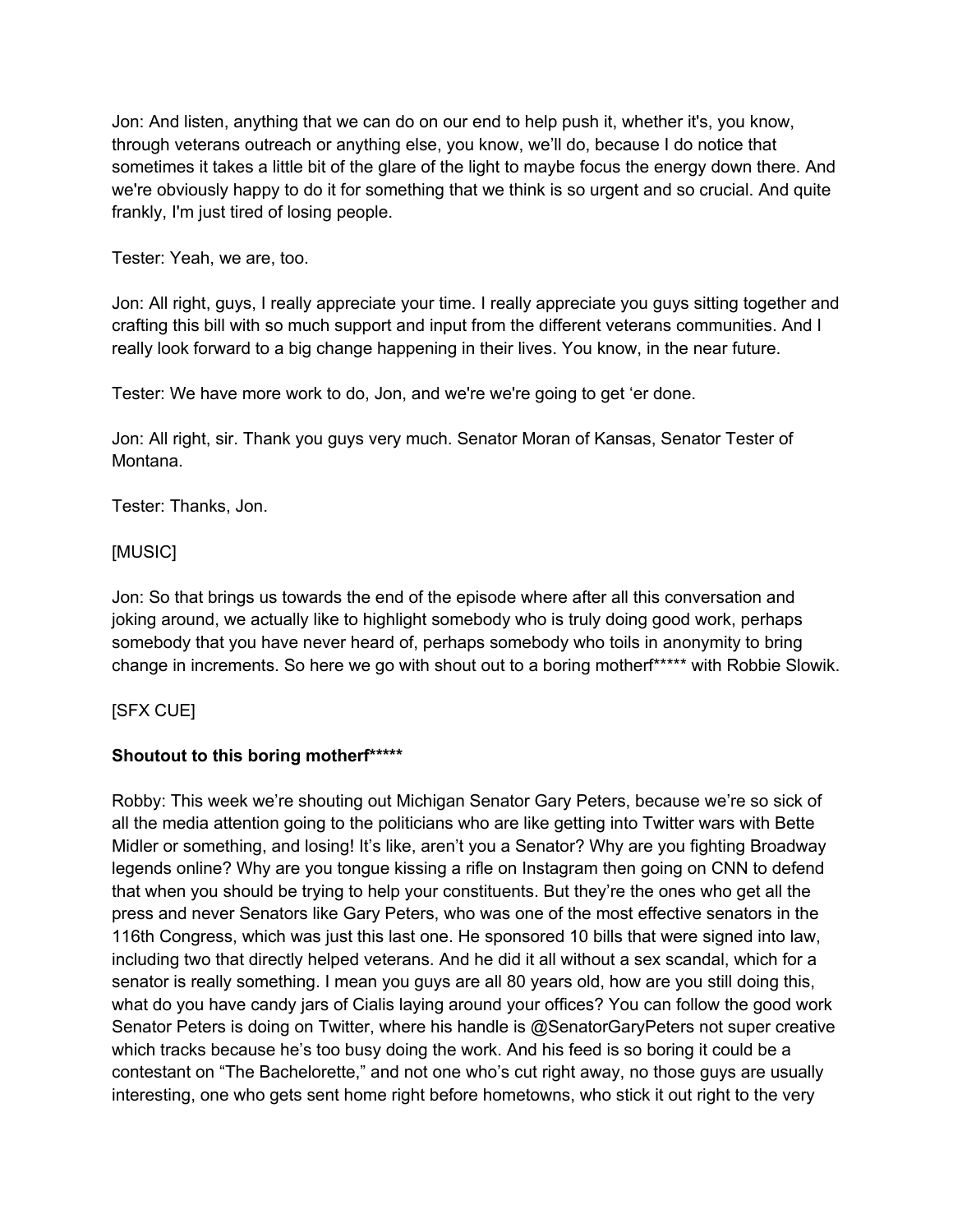Jon: And listen, anything that we can do on our end to help push it, whether it's, you know, through veterans outreach or anything else, you know, we'll do, because I do notice that sometimes it takes a little bit of the glare of the light to maybe focus the energy down there. And we're obviously happy to do it for something that we think is so urgent and so crucial. And quite frankly, I'm just tired of losing people.

Tester: Yeah, we are, too.

Jon: All right, guys, I really appreciate your time. I really appreciate you guys sitting together and crafting this bill with so much support and input from the different veterans communities. And I really look forward to a big change happening in their lives. You know, in the near future.

Tester: We have more work to do, Jon, and we're we're going to get 'er done.

Jon: All right, sir. Thank you guys very much. Senator Moran of Kansas, Senator Tester of Montana.

Tester: Thanks, Jon.

[MUSIC]

Jon: So that brings us towards the end of the episode where after all this conversation and joking around, we actually like to highlight somebody who is truly doing good work, perhaps somebody that you have never heard of, perhaps somebody who toils in anonymity to bring change in increments. So here we go with shout out to a boring motherf***** with Robbie Slowik.

[SFX CUE]

**Shoutout to this boring motherf*****

Robby: This week we're shouting out Michigan Senator Gary Peters, because we're so sick of all the media attention going to the politicians who are like getting into Twitter wars with Bette Midler or something, and losing! It's like, aren't you a Senator? Why are you fighting Broadway legends online? Why are you tongue kissing a rifle on Instagram then going on CNN to defend that when you should be trying to help your constituents. But they're the ones who get all the press and never Senators like Gary Peters, who was one of the most effective senators in the 116th Congress, which was just this last one. He sponsored 10 bills that were signed into law, including two that directly helped veterans. And he did it all without a sex scandal, which for a senator is really something. I mean you guys are all 80 years old, how are you still doing this, what do you have candy jars of Cialis laying around your offices? You can follow the good work Senator Peters is doing on Twitter, where his handle is @SenatorGaryPeters not super creative which tracks because he's too busy doing the work. And his feed is so boring it could be a contestant on "The Bachelorette," and not one who's cut right away, no those guys are usually interesting, one who gets sent home right before hometowns, who stick it out right to the very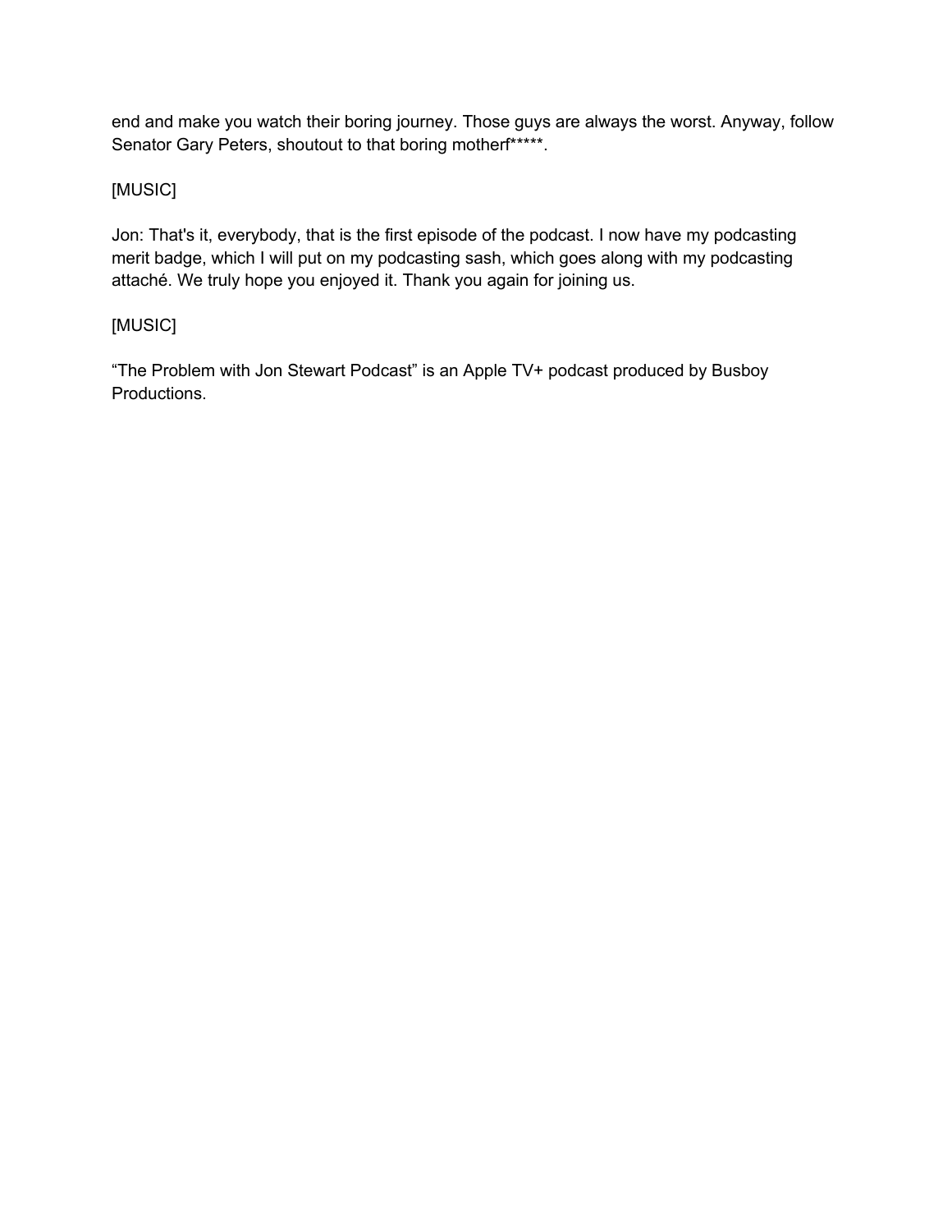end and make you watch their boring journey. Those guys are always the worst. Anyway, follow Senator Gary Peters, shoutout to that boring motherf*****.

[MUSIC]

Jon: That's it, everybody, that is the first episode of the podcast. I now have my podcasting merit badge, which I will put on my podcasting sash, which goes along with my podcasting attaché. We truly hope you enjoyed it. Thank you again for joining us.

[MUSIC]

"The Problem with Jon Stewart Podcast" is an Apple TV+ podcast produced by Busboy Productions.